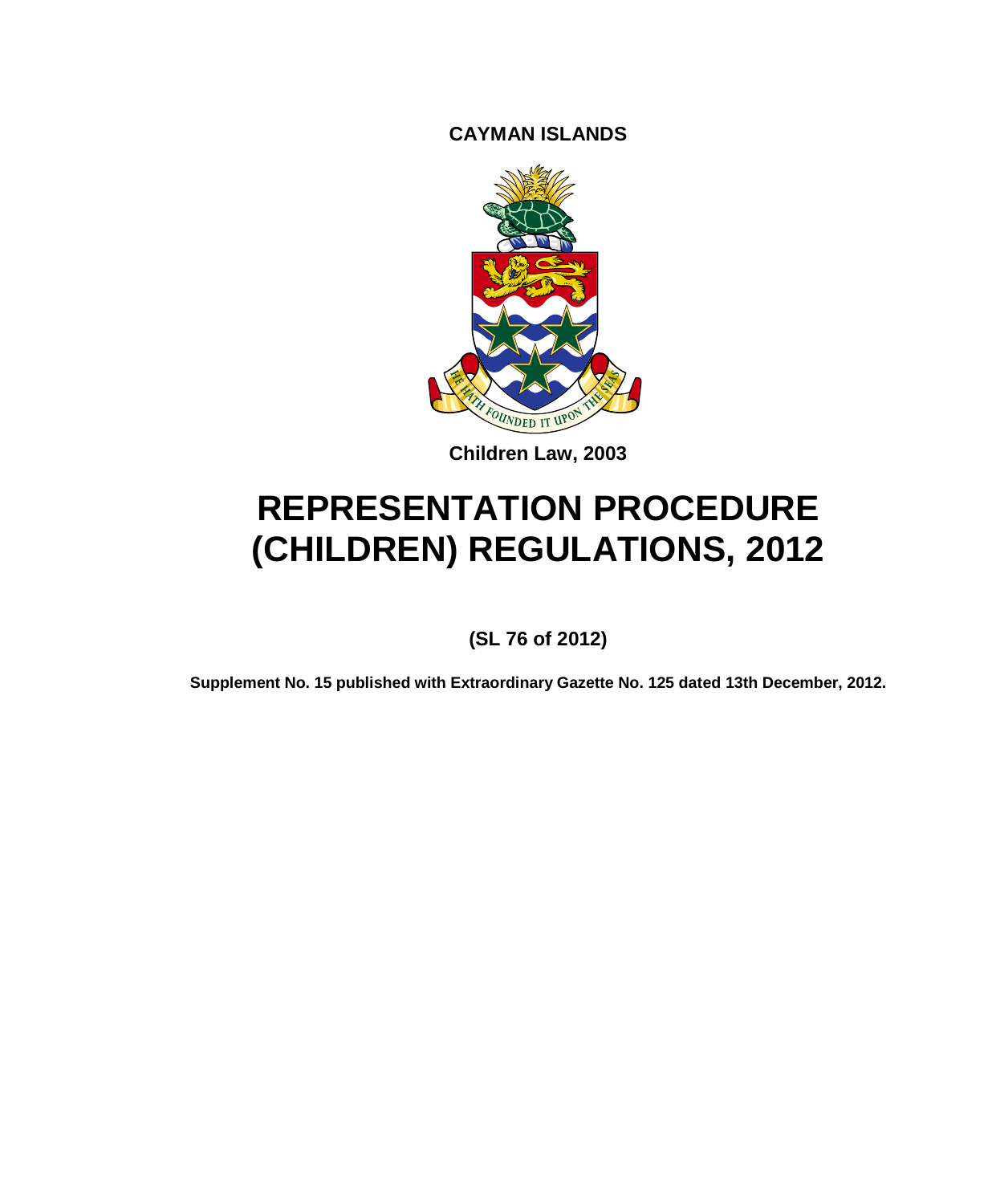**CAYMAN ISLANDS**

**Children Law, 2003**

# REPRESENTATION PROCEDURE (CHILDREN) REGULATIONS, 2012

**(SL 76 of 2012)**

**Supplement No. 15 published with Extraordinary Gazette No. 125 dated 13th December, 2012.**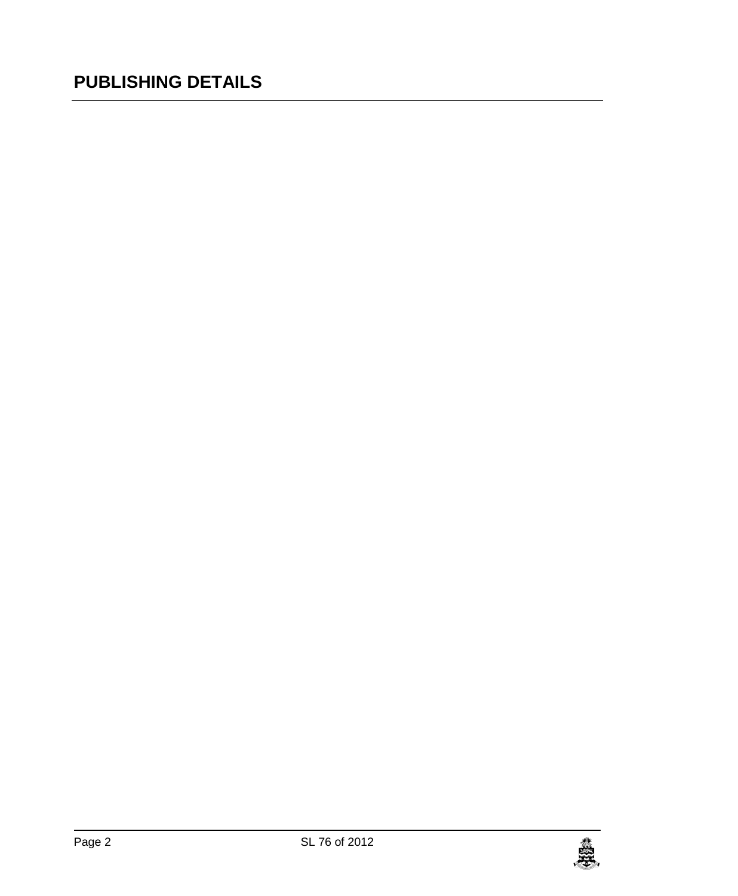# PUBLISHING DETAILS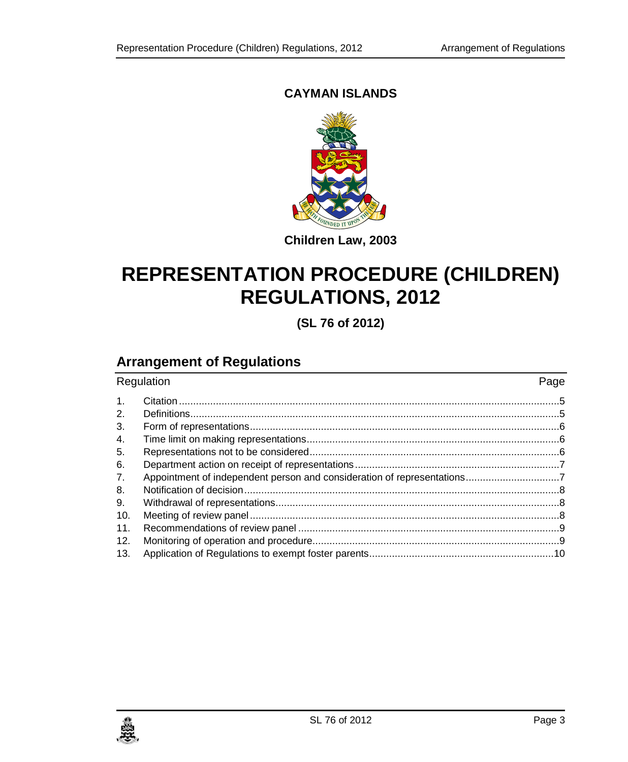**CAYMAN ISLANDS**

**Children Law, 2003**

# REPRESENTATION PROCEDURE (CHILDREN) REGULATIONS, 2012

**(SL 76 of 2012)**

## Arrangement of Regulations

| Regulation | | Page |
|---|---|---|
| 1. | Citation | 5 |
| 2. | Definitions | 5 |
| 3. | Form of representations | 6 |
| 4. | Time limit on making representations | 6 |
| 5. | Representations not to be considered | 6 |
| 6. | Department action on receipt of representations | 7 |
| 7. | Appointment of independent person and consideration of representations | 7 |
| 8. | Notification of decision | 8 |
| 9. | Withdrawal of representations | 8 |
| 10. | Meeting of review panel | 8 |
| 11. | Recommendations of review panel | 9 |
| 12. | Monitoring of operation and procedure | 9 |
| 13. | Application of Regulations to exempt foster parents | 10 |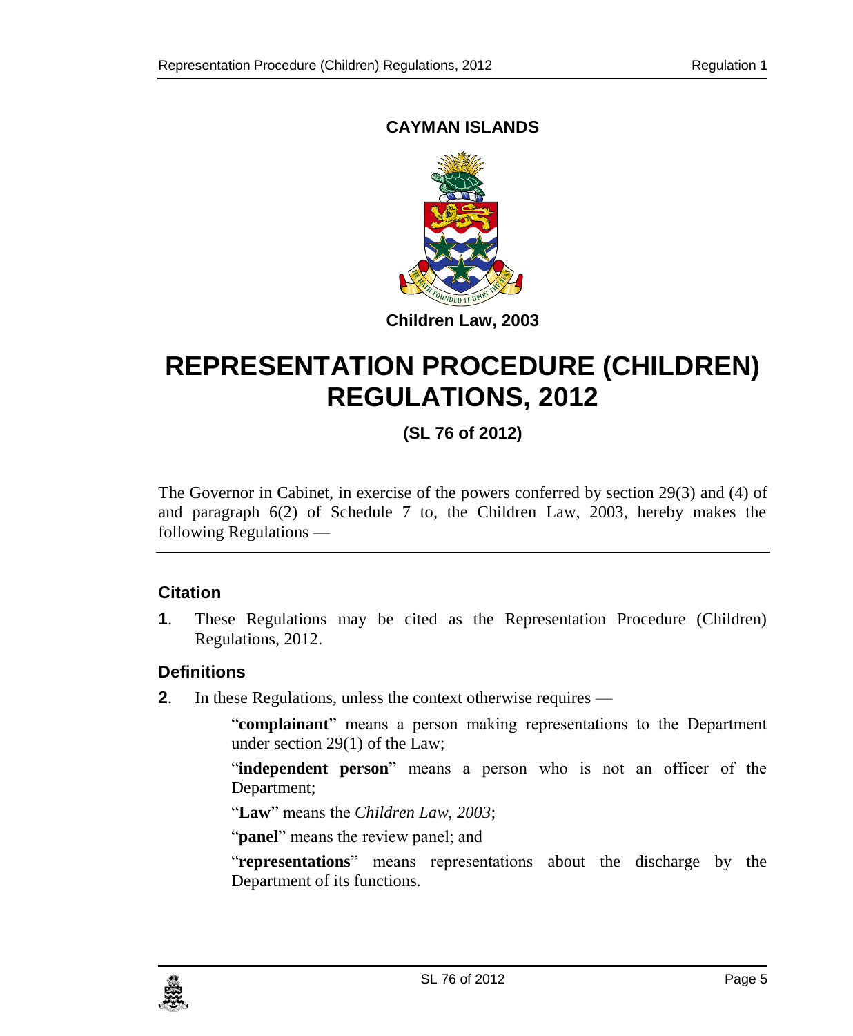**CAYMAN ISLANDS**

**Children Law, 2003**

# REPRESENTATION PROCEDURE (CHILDREN) REGULATIONS, 2012

**(SL 76 of 2012)**

The Governor in Cabinet, in exercise of the powers conferred by section 29(3) and (4) of and paragraph 6(2) of Schedule 7 to, the Children Law, 2003, hereby makes the following Regulations —

### Citation

**1**. These Regulations may be cited as the Representation Procedure (Children) Regulations, 2012.

### Definitions

**2**. In these Regulations, unless the context otherwise requires —

"**complainant**" means a person making representations to the Department under section 29(1) of the Law;

"**independent person**" means a person who is not an officer of the Department;

"**Law**" means the *Children Law, 2003*;

"**panel**" means the review panel; and

"**representations**" means representations about the discharge by the Department of its functions.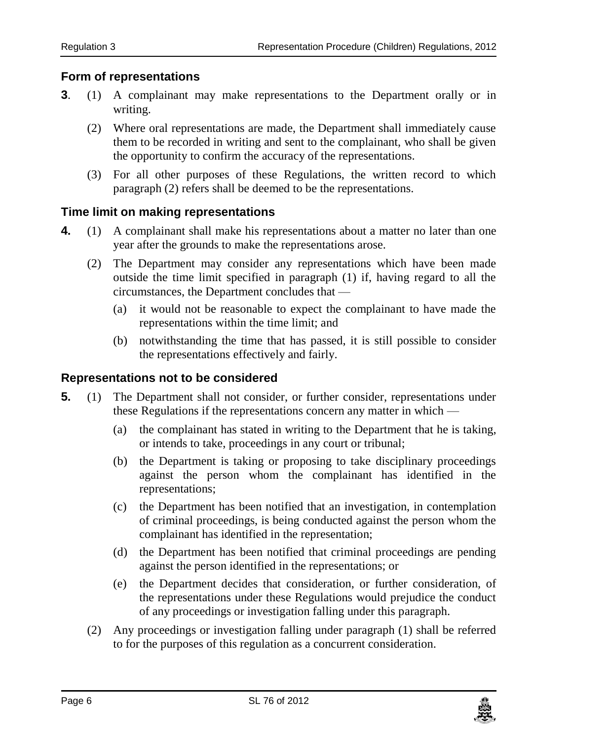### Form of representations

**3**. (1) A complainant may make representations to the Department orally or in writing.

(2) Where oral representations are made, the Department shall immediately cause them to be recorded in writing and sent to the complainant, who shall be given the opportunity to confirm the accuracy of the representations.

(3) For all other purposes of these Regulations, the written record to which paragraph (2) refers shall be deemed to be the representations.

### Time limit on making representations

**4.** (1) A complainant shall make his representations about a matter no later than one year after the grounds to make the representations arose.

(2) The Department may consider any representations which have been made outside the time limit specified in paragraph (1) if, having regard to all the circumstances, the Department concludes that —

(a) it would not be reasonable to expect the complainant to have made the representations within the time limit; and

(b) notwithstanding the time that has passed, it is still possible to consider the representations effectively and fairly.

### Representations not to be considered

**5.** (1) The Department shall not consider, or further consider, representations under these Regulations if the representations concern any matter in which —

(a) the complainant has stated in writing to the Department that he is taking, or intends to take, proceedings in any court or tribunal;

(b) the Department is taking or proposing to take disciplinary proceedings against the person whom the complainant has identified in the representations;

(c) the Department has been notified that an investigation, in contemplation of criminal proceedings, is being conducted against the person whom the complainant has identified in the representation;

(d) the Department has been notified that criminal proceedings are pending against the person identified in the representations; or

(e) the Department decides that consideration, or further consideration, of the representations under these Regulations would prejudice the conduct of any proceedings or investigation falling under this paragraph.

(2) Any proceedings or investigation falling under paragraph (1) shall be referred to for the purposes of this regulation as a concurrent consideration.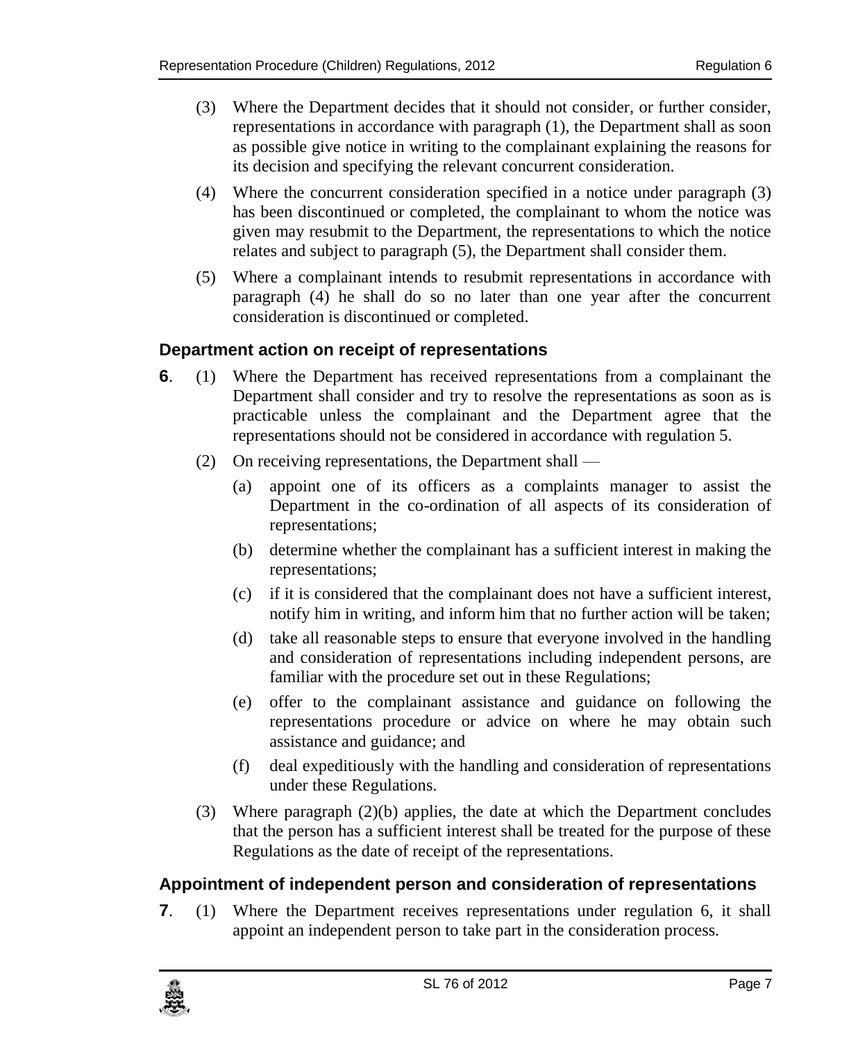(3) Where the Department decides that it should not consider, or further consider, representations in accordance with paragraph (1), the Department shall as soon as possible give notice in writing to the complainant explaining the reasons for its decision and specifying the relevant concurrent consideration.

(4) Where the concurrent consideration specified in a notice under paragraph (3) has been discontinued or completed, the complainant to whom the notice was given may resubmit to the Department, the representations to which the notice relates and subject to paragraph (5), the Department shall consider them.

(5) Where a complainant intends to resubmit representations in accordance with paragraph (4) he shall do so no later than one year after the concurrent consideration is discontinued or completed.

### Department action on receipt of representations

**6**. (1) Where the Department has received representations from a complainant the Department shall consider and try to resolve the representations as soon as is practicable unless the complainant and the Department agree that the representations should not be considered in accordance with regulation 5.

(2) On receiving representations, the Department shall —

(a) appoint one of its officers as a complaints manager to assist the Department in the co-ordination of all aspects of its consideration of representations;

(b) determine whether the complainant has a sufficient interest in making the representations;

(c) if it is considered that the complainant does not have a sufficient interest, notify him in writing, and inform him that no further action will be taken;

(d) take all reasonable steps to ensure that everyone involved in the handling and consideration of representations including independent persons, are familiar with the procedure set out in these Regulations;

(e) offer to the complainant assistance and guidance on following the representations procedure or advice on where he may obtain such assistance and guidance; and

(f) deal expeditiously with the handling and consideration of representations under these Regulations.

(3) Where paragraph (2)(b) applies, the date at which the Department concludes that the person has a sufficient interest shall be treated for the purpose of these Regulations as the date of receipt of the representations.

### Appointment of independent person and consideration of representations

**7**. (1) Where the Department receives representations under regulation 6, it shall appoint an independent person to take part in the consideration process.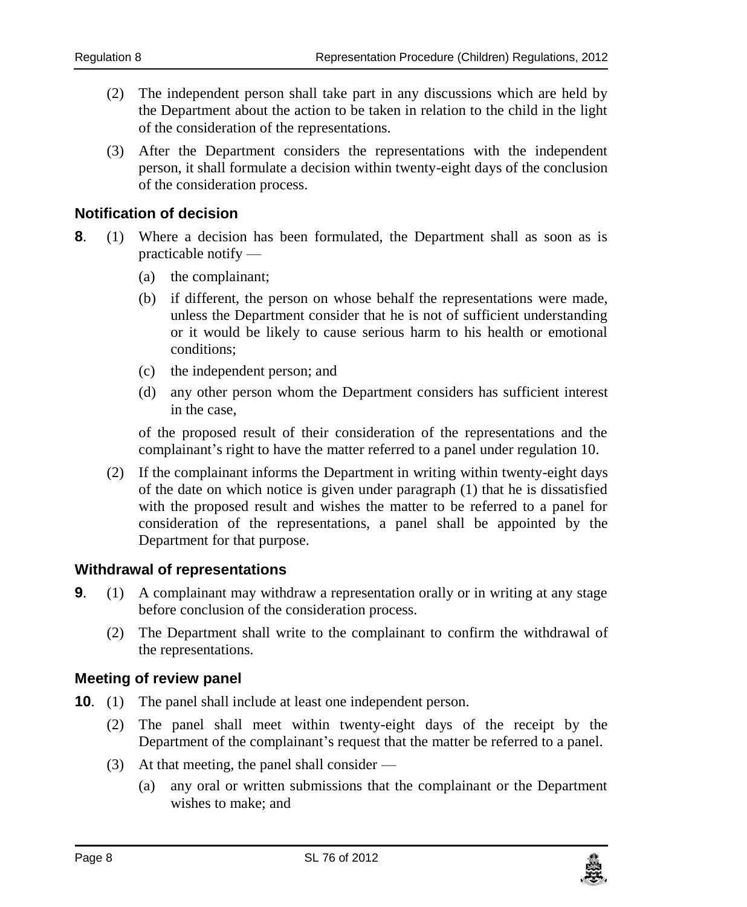(2) The independent person shall take part in any discussions which are held by the Department about the action to be taken in relation to the child in the light of the consideration of the representations.

(3) After the Department considers the representations with the independent person, it shall formulate a decision within twenty-eight days of the conclusion of the consideration process.

### Notification of decision

**8**. (1) Where a decision has been formulated, the Department shall as soon as is practicable notify —

(a) the complainant;

(b) if different, the person on whose behalf the representations were made, unless the Department consider that he is not of sufficient understanding or it would be likely to cause serious harm to his health or emotional conditions;

(c) the independent person; and

(d) any other person whom the Department considers has sufficient interest in the case,

of the proposed result of their consideration of the representations and the complainant's right to have the matter referred to a panel under regulation 10.

(2) If the complainant informs the Department in writing within twenty-eight days of the date on which notice is given under paragraph (1) that he is dissatisfied with the proposed result and wishes the matter to be referred to a panel for consideration of the representations, a panel shall be appointed by the Department for that purpose.

### Withdrawal of representations

**9**. (1) A complainant may withdraw a representation orally or in writing at any stage before conclusion of the consideration process.

(2) The Department shall write to the complainant to confirm the withdrawal of the representations.

### Meeting of review panel

**10**. (1) The panel shall include at least one independent person.

(2) The panel shall meet within twenty-eight days of the receipt by the Department of the complainant's request that the matter be referred to a panel.

(3) At that meeting, the panel shall consider —

(a) any oral or written submissions that the complainant or the Department wishes to make; and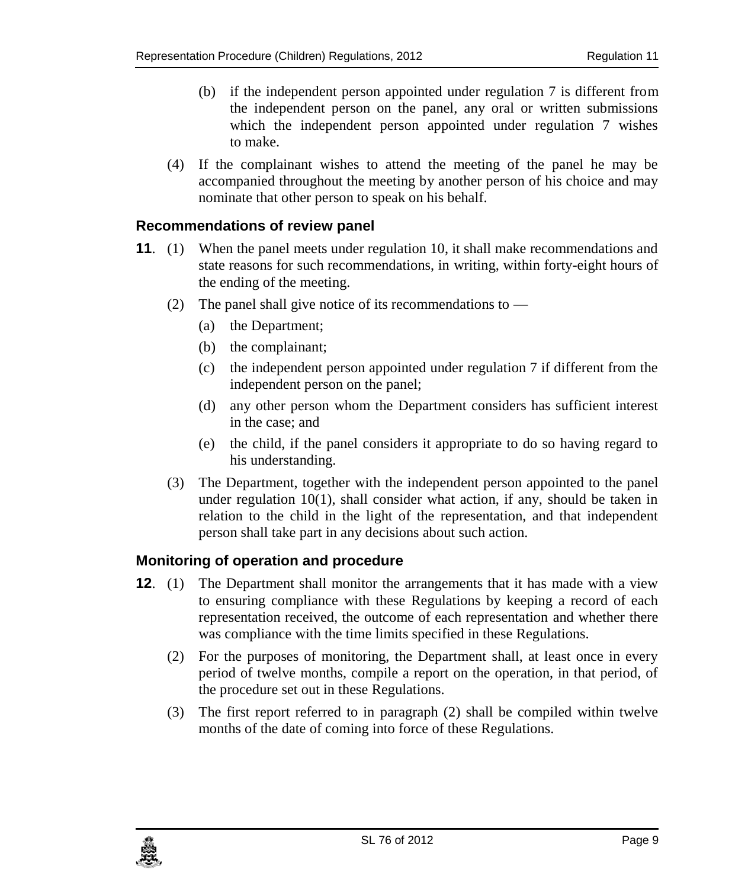(b) if the independent person appointed under regulation 7 is different from the independent person on the panel, any oral or written submissions which the independent person appointed under regulation 7 wishes to make.

(4) If the complainant wishes to attend the meeting of the panel he may be accompanied throughout the meeting by another person of his choice and may nominate that other person to speak on his behalf.

### Recommendations of review panel

**11**. (1) When the panel meets under regulation 10, it shall make recommendations and state reasons for such recommendations, in writing, within forty-eight hours of the ending of the meeting.

(2) The panel shall give notice of its recommendations to —

(a) the Department;

(b) the complainant;

(c) the independent person appointed under regulation 7 if different from the independent person on the panel;

(d) any other person whom the Department considers has sufficient interest in the case; and

(e) the child, if the panel considers it appropriate to do so having regard to his understanding.

(3) The Department, together with the independent person appointed to the panel under regulation 10(1), shall consider what action, if any, should be taken in relation to the child in the light of the representation, and that independent person shall take part in any decisions about such action.

### Monitoring of operation and procedure

**12**. (1) The Department shall monitor the arrangements that it has made with a view to ensuring compliance with these Regulations by keeping a record of each representation received, the outcome of each representation and whether there was compliance with the time limits specified in these Regulations.

(2) For the purposes of monitoring, the Department shall, at least once in every period of twelve months, compile a report on the operation, in that period, of the procedure set out in these Regulations.

(3) The first report referred to in paragraph (2) shall be compiled within twelve months of the date of coming into force of these Regulations.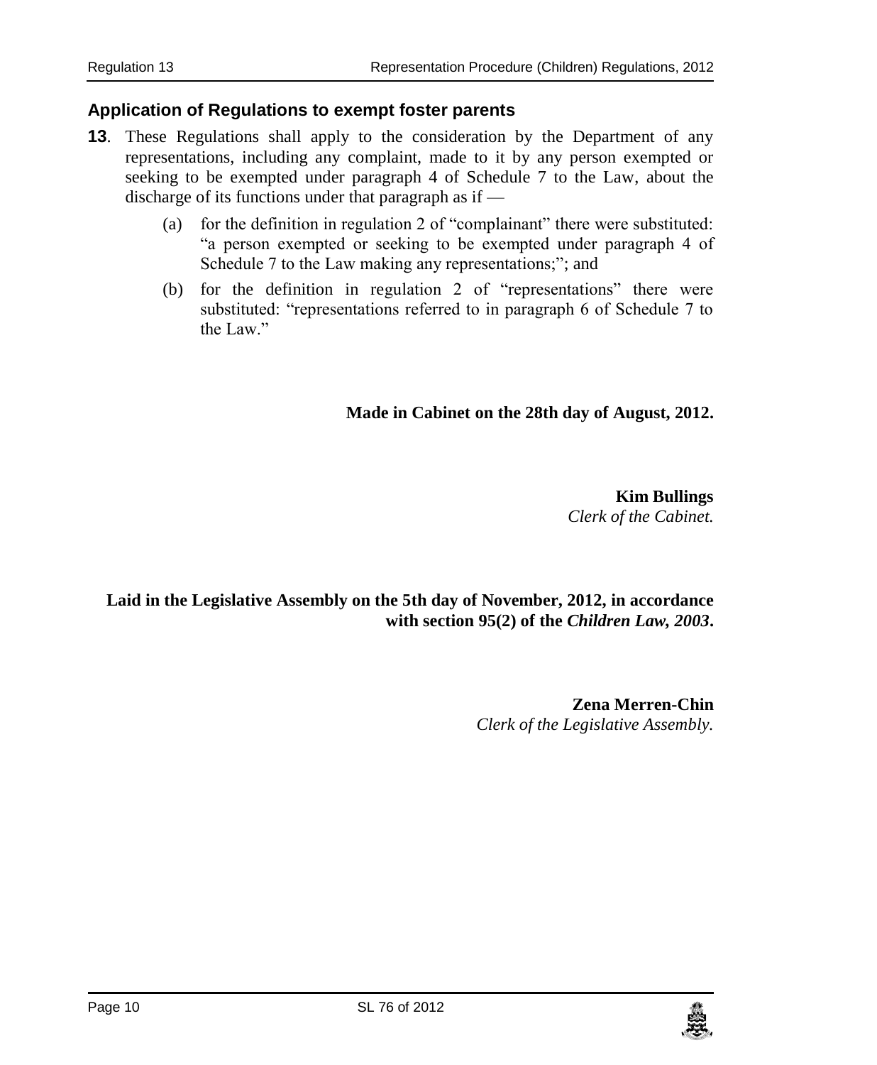### Application of Regulations to exempt foster parents

**13**. These Regulations shall apply to the consideration by the Department of any representations, including any complaint, made to it by any person exempted or seeking to be exempted under paragraph 4 of Schedule 7 to the Law, about the discharge of its functions under that paragraph as if —

(a) for the definition in regulation 2 of "complainant" there were substituted: "a person exempted or seeking to be exempted under paragraph 4 of Schedule 7 to the Law making any representations;"; and

(b) for the definition in regulation 2 of "representations" there were substituted: "representations referred to in paragraph 6 of Schedule 7 to the Law."

**Made in Cabinet on the 28th day of August, 2012.**

**Kim Bullings**
*Clerk of the Cabinet.*

**Laid in the Legislative Assembly on the 5th day of November, 2012, in accordance with section 95(2) of the *Children Law, 2003*.**

**Zena Merren-Chin**
*Clerk of the Legislative Assembly.*